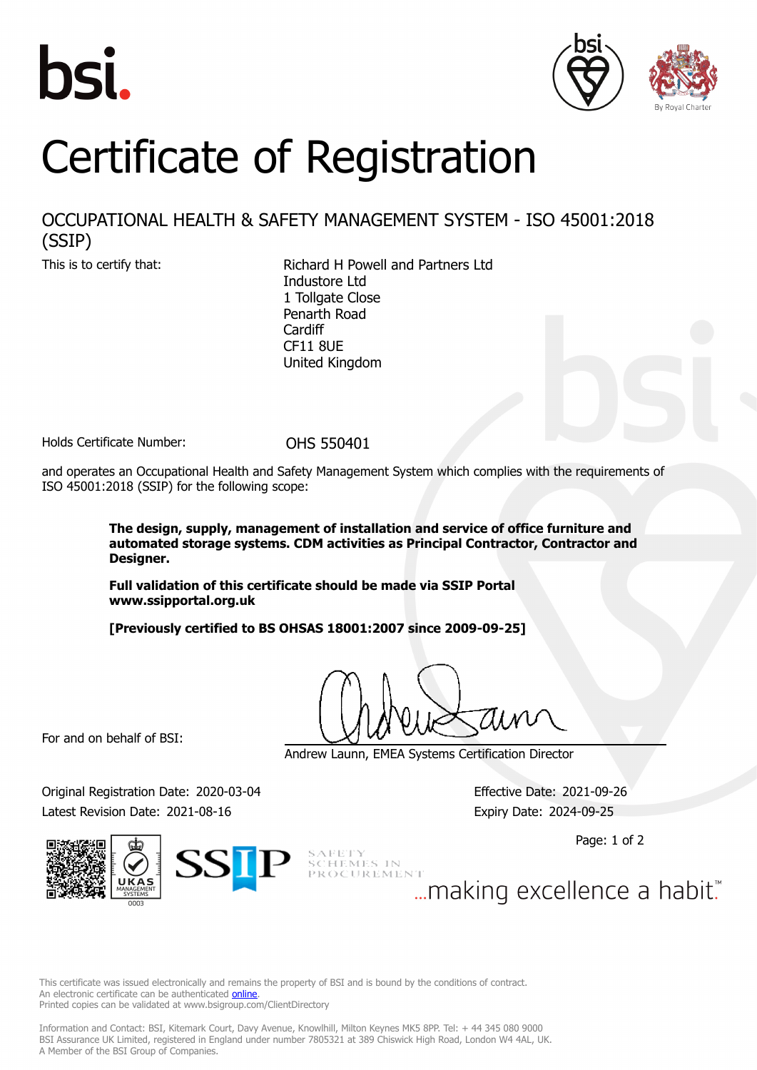# Certificate of Registration

## OCCUPATIONAL HEALTH & SAFETY MANAGEMENT SYSTEM - ISO 45001:2018 (SSIP)

This is to certify that:

Richard H Powell and Partners Ltd
Industore Ltd
1 Tollgate Close
Penarth Road
Cardiff
CF11 8UE
United Kingdom

Holds Certificate Number: OHS 550401

and operates an Occupational Health and Safety Management System which complies with the requirements of ISO 45001:2018 (SSIP) for the following scope:

**The design, supply, management of installation and service of office furniture and automated storage systems. CDM activities as Principal Contractor, Contractor and Designer.**

**Full validation of this certificate should be made via SSIP Portal www.ssipportal.org.uk**

**[Previously certified to BS OHSAS 18001:2007 since 2009-09-25]**

For and on behalf of BSI:

Andrew Launn, EMEA Systems Certification Director

Original Registration Date: 2020-03-04
Latest Revision Date: 2021-08-16

Effective Date: 2021-09-26
Expiry Date: 2024-09-25

SSIP SAFETY SCHEMES IN PROCUREMENT

...making excellence a habit.™

This certificate was issued electronically and remains the property of BSI and is bound by the conditions of contract.
An electronic certificate can be authenticated online.
Printed copies can be validated at www.bsigroup.com/ClientDirectory

Information and Contact: BSI, Kitemark Court, Davy Avenue, Knowlhill, Milton Keynes MK5 8PP. Tel: + 44 345 080 9000
BSI Assurance UK Limited, registered in England under number 7805321 at 389 Chiswick High Road, London W4 4AL, UK.
A Member of the BSI Group of Companies.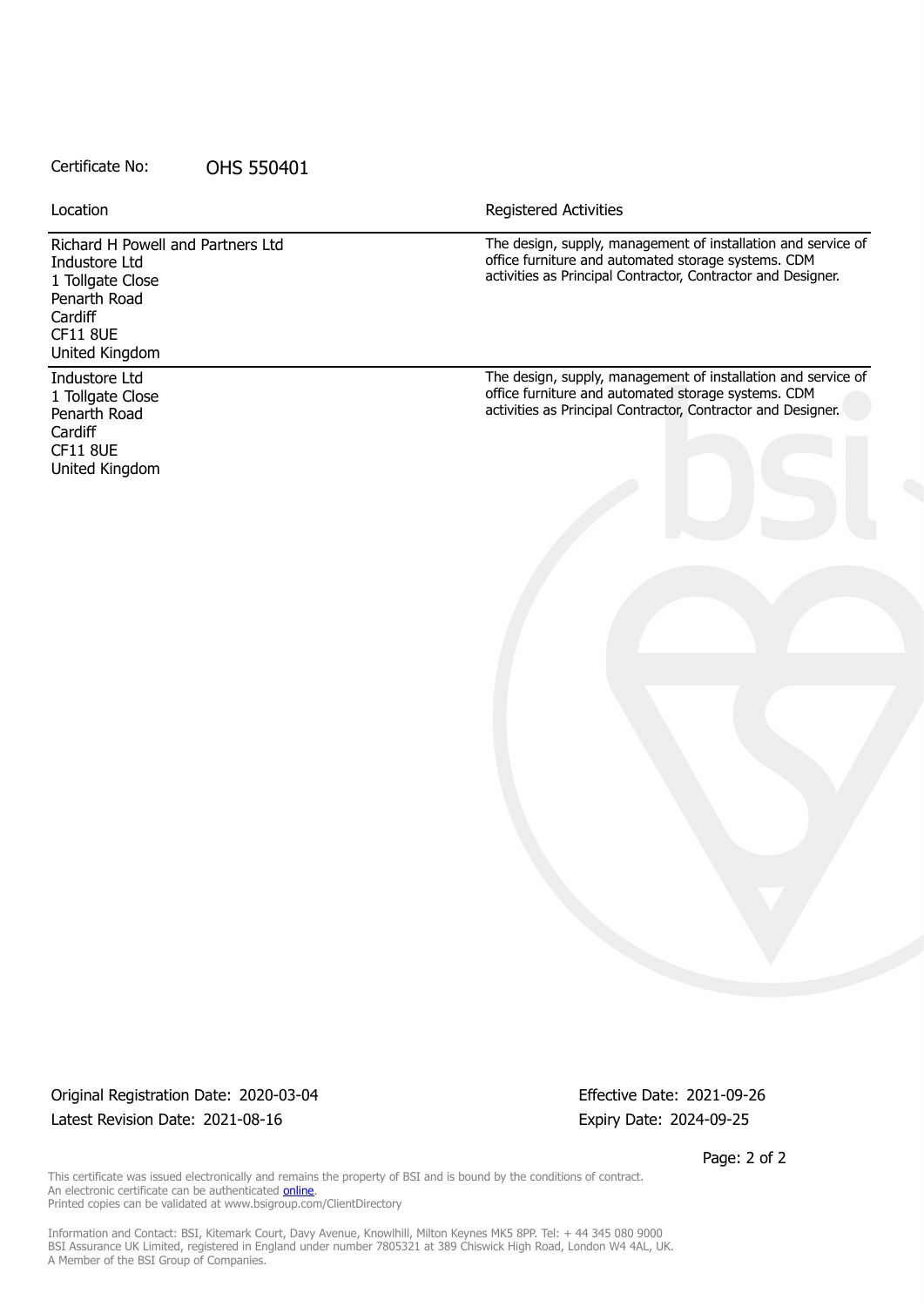Certificate No: OHS 550401

| Location | Registered Activities |
| --- | --- |
| Richard H Powell and Partners Ltd<br>Industore Ltd<br>1 Tollgate Close<br>Penarth Road<br>Cardiff<br>CF11 8UE<br>United Kingdom | The design, supply, management of installation and service of office furniture and automated storage systems. CDM activities as Principal Contractor, Contractor and Designer. |
| Industore Ltd<br>1 Tollgate Close<br>Penarth Road<br>Cardiff<br>CF11 8UE<br>United Kingdom | The design, supply, management of installation and service of office furniture and automated storage systems. CDM activities as Principal Contractor, Contractor and Designer. |

Original Registration Date: 2020-03-04
Latest Revision Date: 2021-08-16

Effective Date: 2021-09-26
Expiry Date: 2024-09-25

This certificate was issued electronically and remains the property of BSI and is bound by the conditions of contract.
An electronic certificate can be authenticated online.
Printed copies can be validated at www.bsigroup.com/ClientDirectory

Information and Contact: BSI, Kitemark Court, Davy Avenue, Knowlhill, Milton Keynes MK5 8PP. Tel: + 44 345 080 9000
BSI Assurance UK Limited, registered in England under number 7805321 at 389 Chiswick High Road, London W4 4AL, UK.
A Member of the BSI Group of Companies.